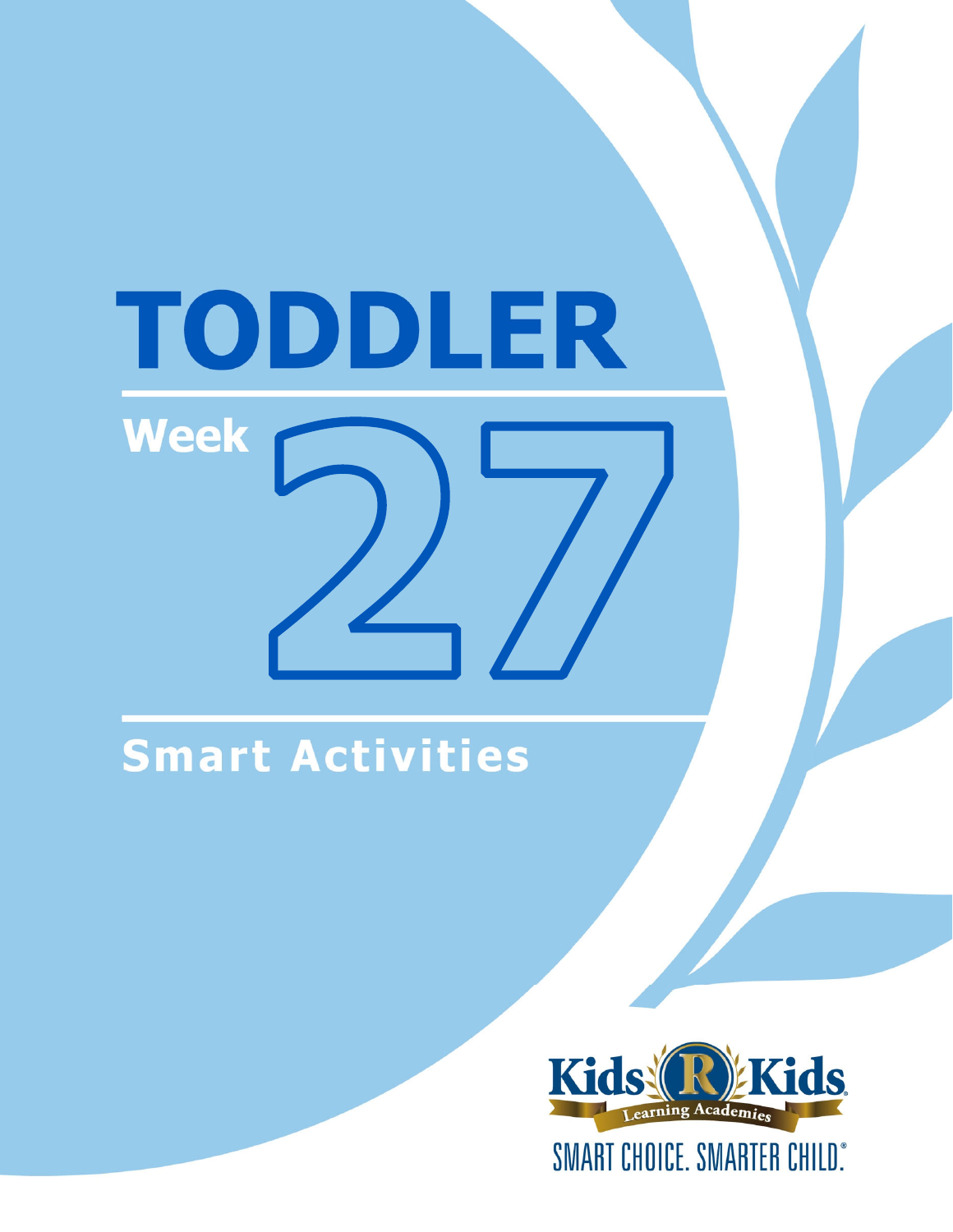# TODDLER

## Week 27

## Smart Activities

Kids R Kids Learning Academies

SMART CHOICE. SMARTER CHILD.®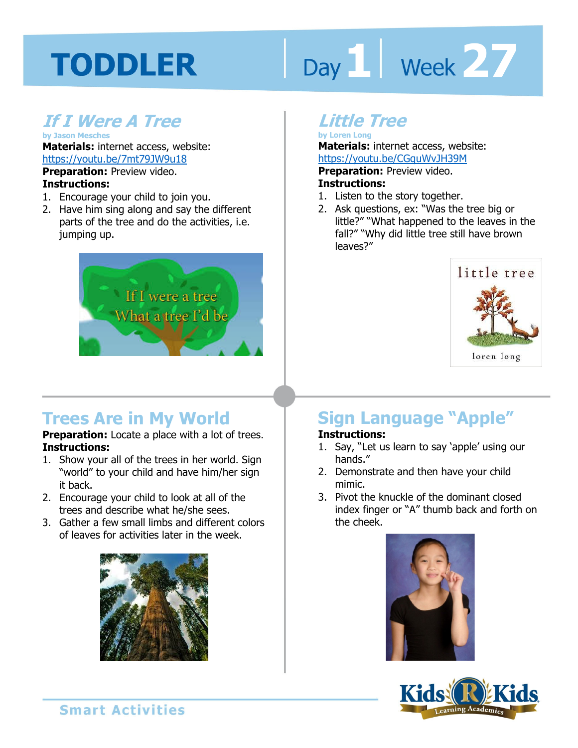# TODDLER Day 1 | Week 27

## *If I Were A Tree*

by Jason Mesches

**Materials:** internet access, website: https://youtu.be/7mt79JW9u18

**Preparation:** Preview video.

**Instructions:**

1. Encourage your child to join you.
2. Have him sing along and say the different parts of the tree and do the activities, i.e. jumping up.

## *Little Tree*

by Loren Long

**Materials:** internet access, website: https://youtu.be/CGquWvJH39M

**Preparation:** Preview video.

**Instructions:**

1. Listen to the story together.
2. Ask questions, ex: "Was the tree big or little?" "What happened to the leaves in the fall?" "Why did little tree still have brown leaves?"

## Trees Are in My World

**Preparation:** Locate a place with a lot of trees.

**Instructions:**

1. Show your all of the trees in her world. Sign "world" to your child and have him/her sign it back.
2. Encourage your child to look at all of the trees and describe what he/she sees.
3. Gather a few small limbs and different colors of leaves for activities later in the week.

## Sign Language "Apple"

**Instructions:**

1. Say, "Let us learn to say 'apple' using our hands."
2. Demonstrate and then have your child mimic.
3. Pivot the knuckle of the dominant closed index finger or "A" thumb back and forth on the cheek.

Smart Activities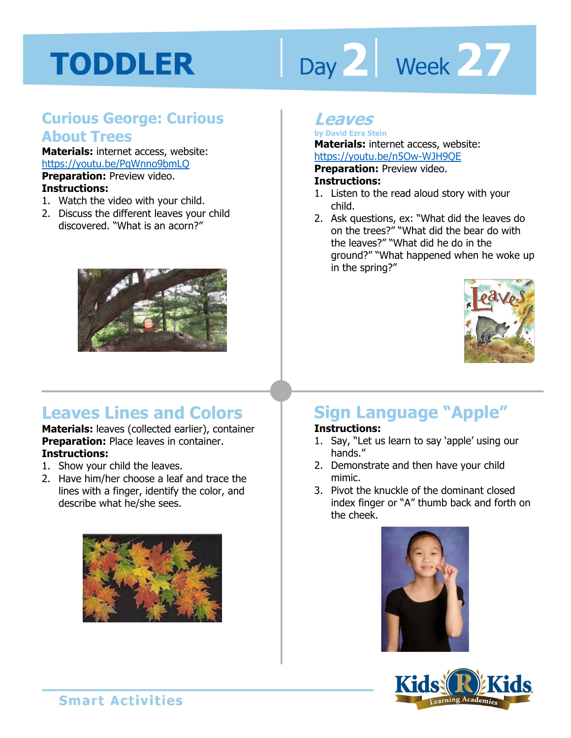# TODDLER

Day 2 | Week 27

## Curious George: Curious About Trees

**Materials:** internet access, website: https://youtu.be/PqWnno9bmLQ

**Preparation:** Preview video.

**Instructions:**

1. Watch the video with your child.
2. Discuss the different leaves your child discovered. "What is an acorn?"

## *Leaves*

**by David Ezra Stein**

**Materials:** internet access, website: https://youtu.be/n5Ow-WJH9QE

**Preparation:** Preview video.

**Instructions:**

1. Listen to the read aloud story with your child.
2. Ask questions, ex: "What did the leaves do on the trees?" "What did the bear do with the leaves?" "What did he do in the ground?" "What happened when he woke up in the spring?"

## Leaves Lines and Colors

**Materials:** leaves (collected earlier), container

**Preparation:** Place leaves in container.

**Instructions:**

1. Show your child the leaves.
2. Have him/her choose a leaf and trace the lines with a finger, identify the color, and describe what he/she sees.

## Sign Language "Apple"

**Instructions:**

1. Say, "Let us learn to say 'apple' using our hands."
2. Demonstrate and then have your child mimic.
3. Pivot the knuckle of the dominant closed index finger or "A" thumb back and forth on the cheek.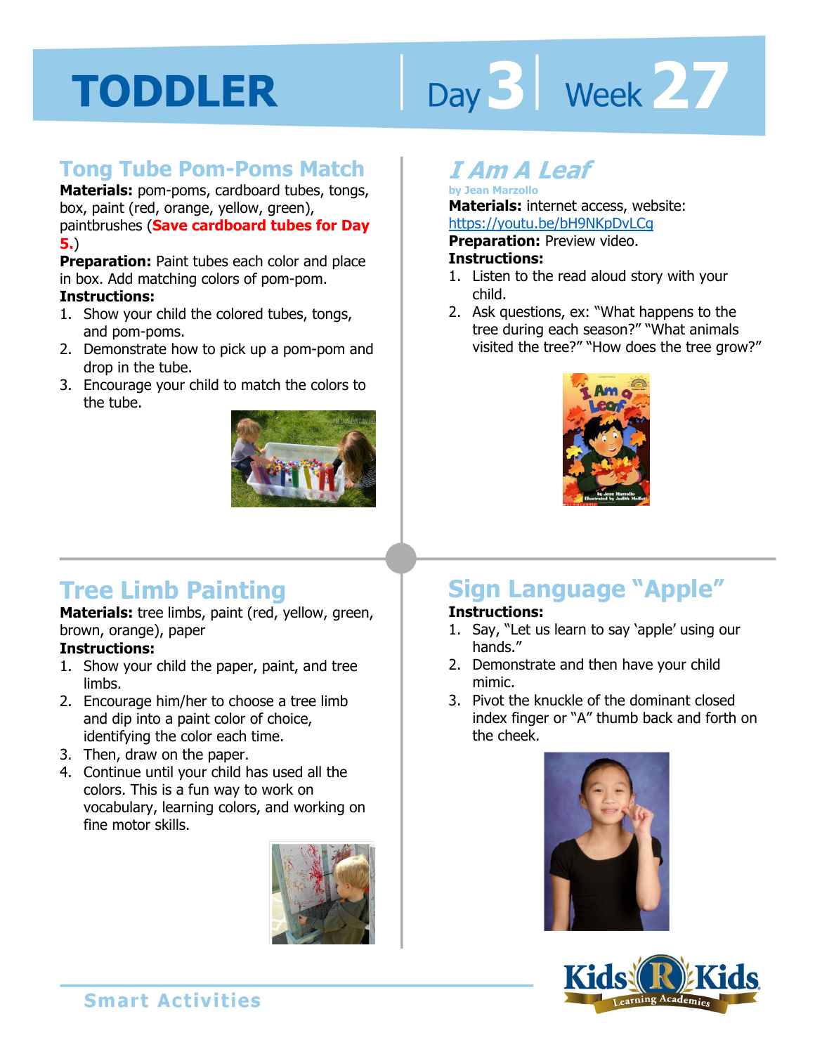# TODDLER Day 3 Week 27

## Tong Tube Pom-Poms Match

**Materials:** pom-poms, cardboard tubes, tongs, box, paint (red, orange, yellow, green), paintbrushes (**Save cardboard tubes for Day 5.**)

**Preparation:** Paint tubes each color and place in box. Add matching colors of pom-pom.

**Instructions:**

1. Show your child the colored tubes, tongs, and pom-poms.
2. Demonstrate how to pick up a pom-pom and drop in the tube.
3. Encourage your child to match the colors to the tube.

## *I Am A Leaf*

by Jean Marzollo

**Materials:** internet access, website: https://youtu.be/bH9NKpDvLCg

**Preparation:** Preview video.

**Instructions:**

1. Listen to the read aloud story with your child.
2. Ask questions, ex: "What happens to the tree during each season?" "What animals visited the tree?" "How does the tree grow?"

## Tree Limb Painting

**Materials:** tree limbs, paint (red, yellow, green, brown, orange), paper

**Instructions:**

1. Show your child the paper, paint, and tree limbs.
2. Encourage him/her to choose a tree limb and dip into a paint color of choice, identifying the color each time.
3. Then, draw on the paper.
4. Continue until your child has used all the colors. This is a fun way to work on vocabulary, learning colors, and working on fine motor skills.

## Sign Language "Apple"

**Instructions:**

1. Say, "Let us learn to say 'apple' using our hands."
2. Demonstrate and then have your child mimic.
3. Pivot the knuckle of the dominant closed index finger or "A" thumb back and forth on the cheek.

Smart Activities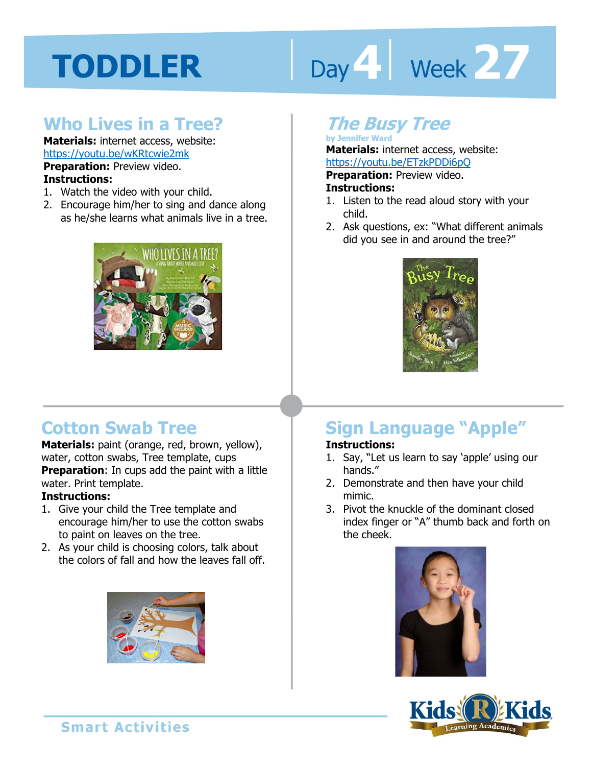# TODDLER

Day 4 | Week 27

## Who Lives in a Tree?

**Materials:** internet access, website: https://youtu.be/wKRtcwie2mk

**Preparation:** Preview video.

**Instructions:**

1. Watch the video with your child.
2. Encourage him/her to sing and dance along as he/she learns what animals live in a tree.

## *The Busy Tree*

by Jennifer Ward

**Materials:** internet access, website: https://youtu.be/ETzkPDDi6pQ

**Preparation:** Preview video.

**Instructions:**

1. Listen to the read aloud story with your child.
2. Ask questions, ex: "What different animals did you see in and around the tree?"

## Cotton Swab Tree

**Materials:** paint (orange, red, brown, yellow), water, cotton swabs, Tree template, cups

**Preparation**: In cups add the paint with a little water. Print template.

**Instructions:**

1. Give your child the Tree template and encourage him/her to use the cotton swabs to paint on leaves on the tree.
2. As your child is choosing colors, talk about the colors of fall and how the leaves fall off.

## Sign Language "Apple"

**Instructions:**

1. Say, "Let us learn to say 'apple' using our hands."
2. Demonstrate and then have your child mimic.
3. Pivot the knuckle of the dominant closed index finger or "A" thumb back and forth on the cheek.

Smart Activities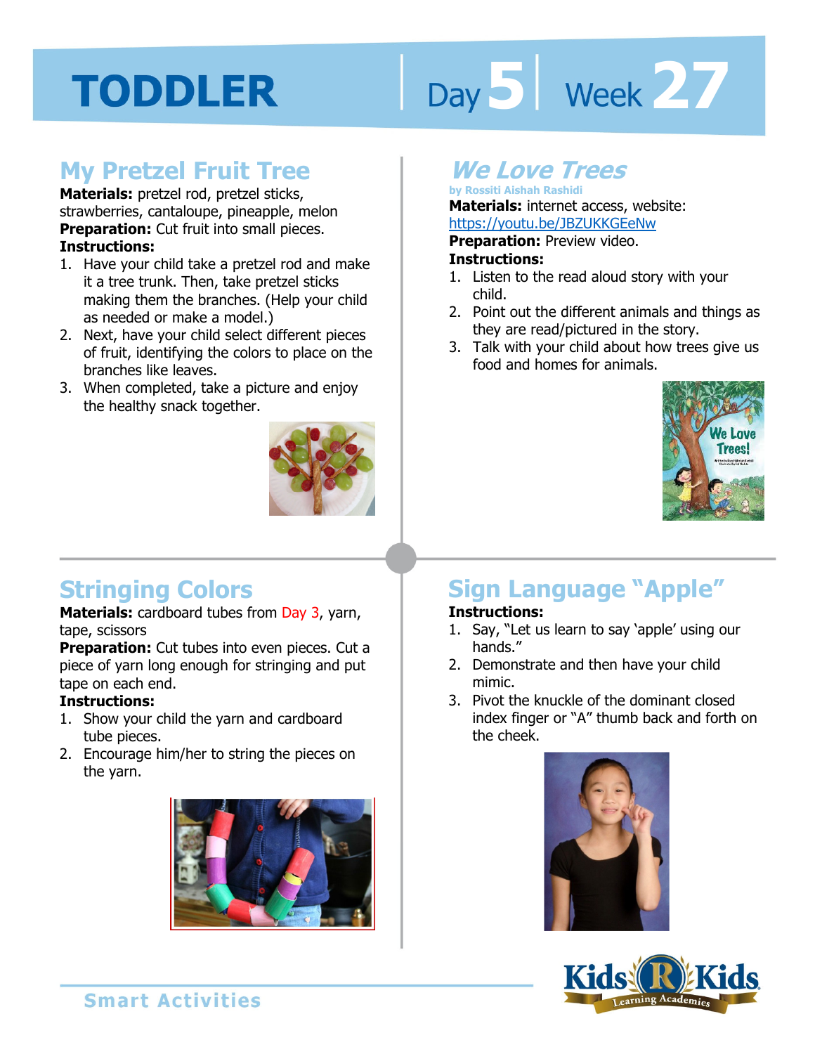# TODDLER

Day 5 | Week 27

## My Pretzel Fruit Tree

**Materials:** pretzel rod, pretzel sticks, strawberries, cantaloupe, pineapple, melon
**Preparation:** Cut fruit into small pieces.
**Instructions:**

1. Have your child take a pretzel rod and make it a tree trunk. Then, take pretzel sticks making them the branches. (Help your child as needed or make a model.)
2. Next, have your child select different pieces of fruit, identifying the colors to place on the branches like leaves.
3. When completed, take a picture and enjoy the healthy snack together.

## *We Love Trees*

**by Rossiti Aishah Rashidi**

**Materials:** internet access, website: https://youtu.be/JBZUKKGEeNw
**Preparation:** Preview video.
**Instructions:**

1. Listen to the read aloud story with your child.
2. Point out the different animals and things as they are read/pictured in the story.
3. Talk with your child about how trees give us food and homes for animals.

## Stringing Colors

**Materials:** cardboard tubes from Day 3, yarn, tape, scissors
**Preparation:** Cut tubes into even pieces. Cut a piece of yarn long enough for stringing and put tape on each end.
**Instructions:**

1. Show your child the yarn and cardboard tube pieces.
2. Encourage him/her to string the pieces on the yarn.

## Sign Language "Apple"

**Instructions:**

1. Say, "Let us learn to say 'apple' using our hands."
2. Demonstrate and then have your child mimic.
3. Pivot the knuckle of the dominant closed index finger or "A" thumb back and forth on the cheek.

Smart Activities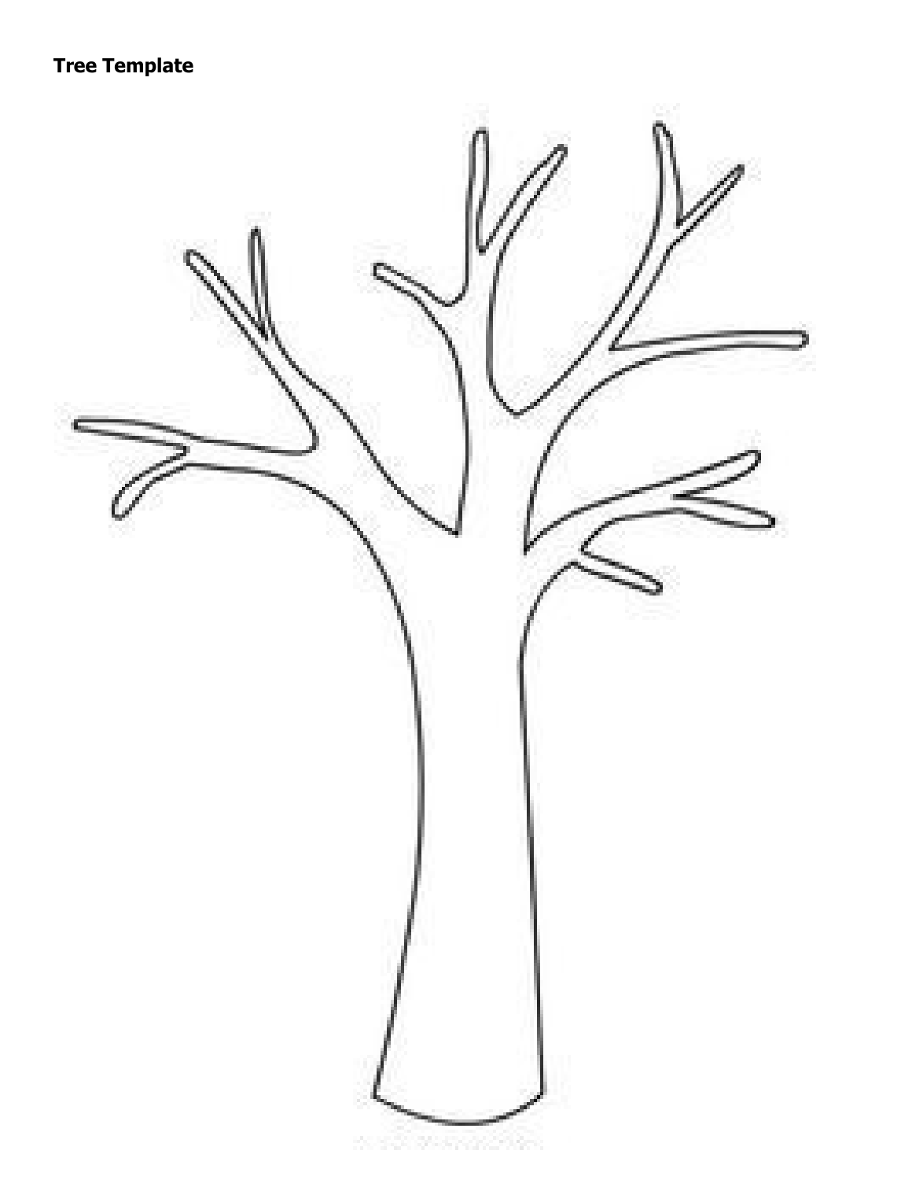**Tree Template**